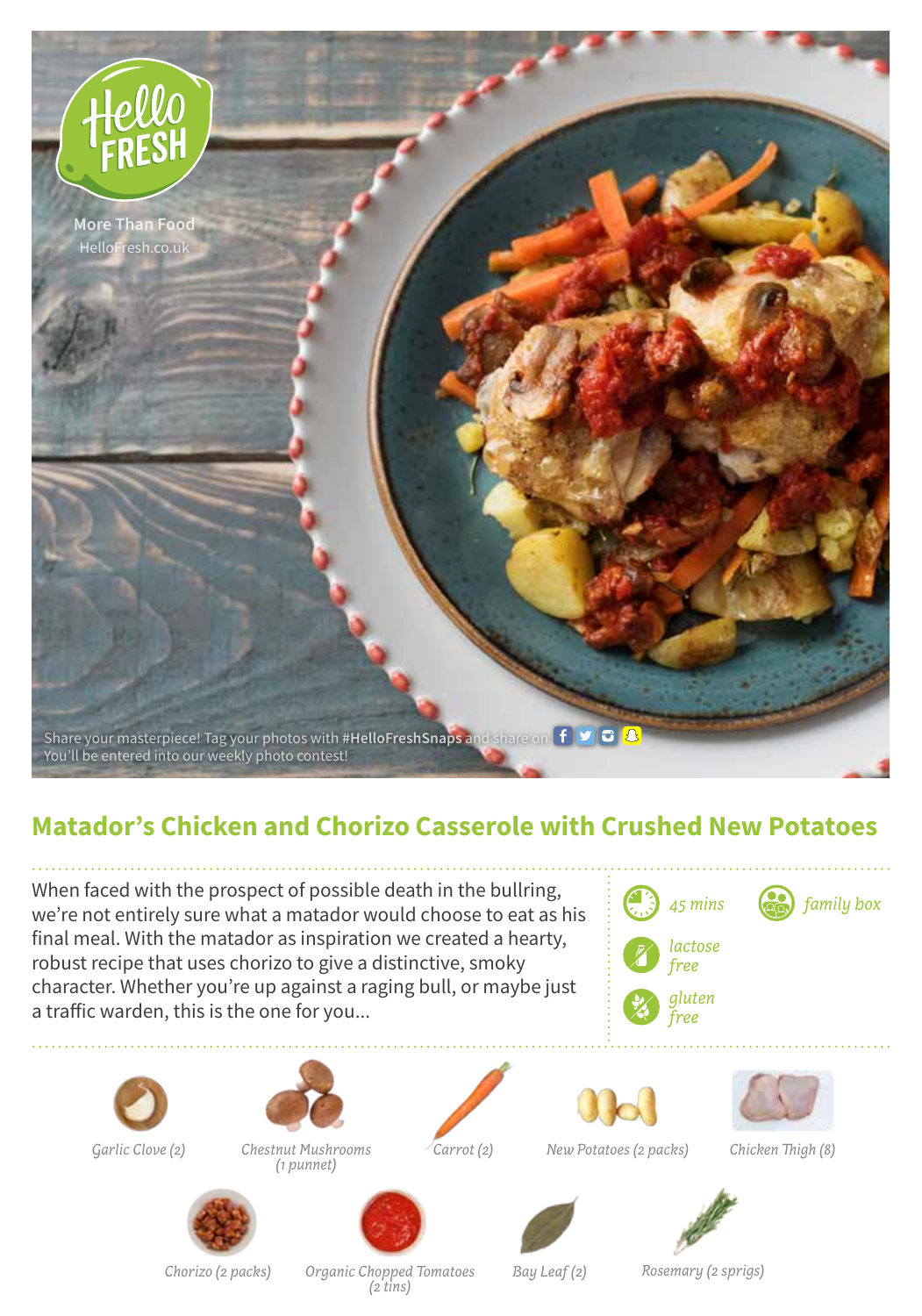Hello FRESH

More Than Food
HelloFresh.co.uk

Share your masterpiece! Tag your photos with **#HelloFreshSnaps** and share on
You'll be entered into our weekly photo contest!

# Matador's Chicken and Chorizo Casserole with Crushed New Potatoes

When faced with the prospect of possible death in the bullring, we're not entirely sure what a matador would choose to eat as his final meal. With the matador as inspiration we created a hearty, robust recipe that uses chorizo to give a distinctive, smoky character. Whether you're up against a raging bull, or maybe just a traffic warden, this is the one for you...

*45 mins*

*family box*

*lactose free*

*gluten free*

*Garlic Clove (2)*

*Chestnut Mushrooms (1 punnet)*

*Carrot (2)*

*New Potatoes (2 packs)*

*Chicken Thigh (8)*

*Chorizo (2 packs)*

*Organic Chopped Tomatoes (2 tins)*

*Bay Leaf (2)*

*Rosemary (2 sprigs)*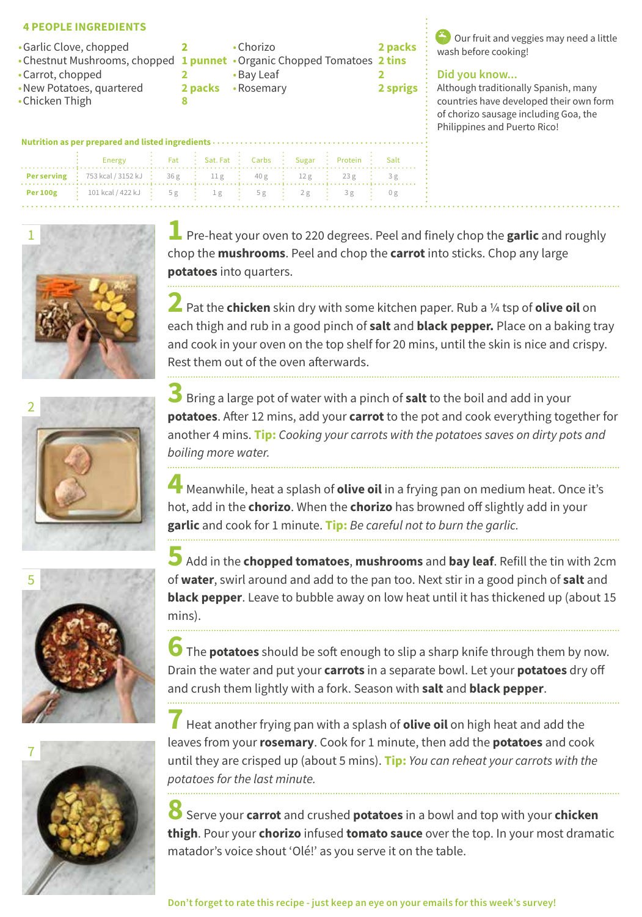## 4 PEOPLE INGREDIENTS

| | | | |
|---|---|---|---|
| • Garlic Clove, chopped | **2** | • Chorizo | **2 packs** |
| • Chestnut Mushrooms, chopped | **1 punnet** | • Organic Chopped Tomatoes | **2 tins** |
| • Carrot, chopped | **2** | • Bay Leaf | **2** |
| • New Potatoes, quartered | **2 packs** | • Rosemary | **2 sprigs** |
| • Chicken Thigh | **8** | | |

Our fruit and veggies may need a little wash before cooking!

**Did you know...**

Although traditionally Spanish, many countries have developed their own form of chorizo sausage including Goa, the Philippines and Puerto Rico!

**Nutrition as per prepared and listed ingredients**

| | Energy | Fat | Sat. Fat | Carbs | Sugar | Protein | Salt |
|---|---|---|---|---|---|---|---|
| **Per serving** | 753 kcal / 3152 kJ | 36 g | 11 g | 40 g | 12 g | 23 g | 3 g |
| **Per 100g** | 101 kcal / 422 kJ | 5 g | 1 g | 5 g | 2 g | 3 g | 0 g |

**1** Pre-heat your oven to 220 degrees. Peel and finely chop the **garlic** and roughly chop the **mushrooms**. Peel and chop the **carrot** into sticks. Chop any large **potatoes** into quarters.

**2** Pat the **chicken** skin dry with some kitchen paper. Rub a ¼ tsp of **olive oil** on each thigh and rub in a good pinch of **salt** and **black pepper.** Place on a baking tray and cook in your oven on the top shelf for 20 mins, until the skin is nice and crispy. Rest them out of the oven afterwards.

**3** Bring a large pot of water with a pinch of **salt** to the boil and add in your **potatoes**. After 12 mins, add your **carrot** to the pot and cook everything together for another 4 mins. **Tip:** *Cooking your carrots with the potatoes saves on dirty pots and boiling more water.*

**4** Meanwhile, heat a splash of **olive oil** in a frying pan on medium heat. Once it's hot, add in the **chorizo**. When the **chorizo** has browned off slightly add in your **garlic** and cook for 1 minute. **Tip:** *Be careful not to burn the garlic.*

**5** Add in the **chopped tomatoes**, **mushrooms** and **bay leaf**. Refill the tin with 2cm of **water**, swirl around and add to the pan too. Next stir in a good pinch of **salt** and **black pepper**. Leave to bubble away on low heat until it has thickened up (about 15 mins).

**6** The **potatoes** should be soft enough to slip a sharp knife through them by now. Drain the water and put your **carrots** in a separate bowl. Let your **potatoes** dry off and crush them lightly with a fork. Season with **salt** and **black pepper**.

**7** Heat another frying pan with a splash of **olive oil** on high heat and add the leaves from your **rosemary**. Cook for 1 minute, then add the **potatoes** and cook until they are crisped up (about 5 mins). **Tip:** *You can reheat your carrots with the potatoes for the last minute.*

**8** Serve your **carrot** and crushed **potatoes** in a bowl and top with your **chicken thigh**. Pour your **chorizo** infused **tomato sauce** over the top. In your most dramatic matador's voice shout 'Olé!' as you serve it on the table.

**Don't forget to rate this recipe - just keep an eye on your emails for this week's survey!**